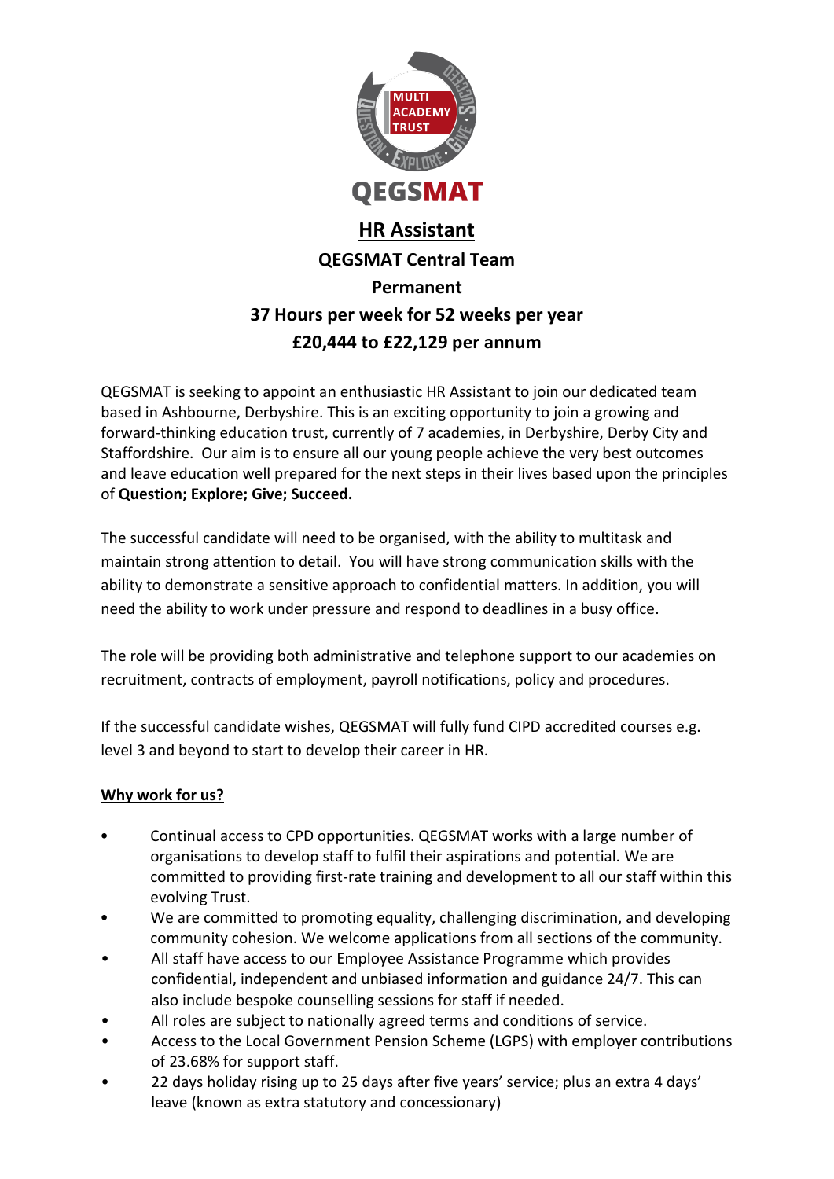QEGSMAT

# HR Assistant

**QEGSMAT Central Team**

**Permanent**

**37 Hours per week for 52 weeks per year**

**£20,444 to £22,129 per annum**

QEGSMAT is seeking to appoint an enthusiastic HR Assistant to join our dedicated team based in Ashbourne, Derbyshire. This is an exciting opportunity to join a growing and forward-thinking education trust, currently of 7 academies, in Derbyshire, Derby City and Staffordshire. Our aim is to ensure all our young people achieve the very best outcomes and leave education well prepared for the next steps in their lives based upon the principles of **Question; Explore; Give; Succeed.**

The successful candidate will need to be organised, with the ability to multitask and maintain strong attention to detail. You will have strong communication skills with the ability to demonstrate a sensitive approach to confidential matters. In addition, you will need the ability to work under pressure and respond to deadlines in a busy office.

The role will be providing both administrative and telephone support to our academies on recruitment, contracts of employment, payroll notifications, policy and procedures.

If the successful candidate wishes, QEGSMAT will fully fund CIPD accredited courses e.g. level 3 and beyond to start to develop their career in HR.

## Why work for us?

- Continual access to CPD opportunities. QEGSMAT works with a large number of organisations to develop staff to fulfil their aspirations and potential. We are committed to providing first-rate training and development to all our staff within this evolving Trust.
- We are committed to promoting equality, challenging discrimination, and developing community cohesion. We welcome applications from all sections of the community.
- All staff have access to our Employee Assistance Programme which provides confidential, independent and unbiased information and guidance 24/7. This can also include bespoke counselling sessions for staff if needed.
- All roles are subject to nationally agreed terms and conditions of service.
- Access to the Local Government Pension Scheme (LGPS) with employer contributions of 23.68% for support staff.
- 22 days holiday rising up to 25 days after five years' service; plus an extra 4 days' leave (known as extra statutory and concessionary)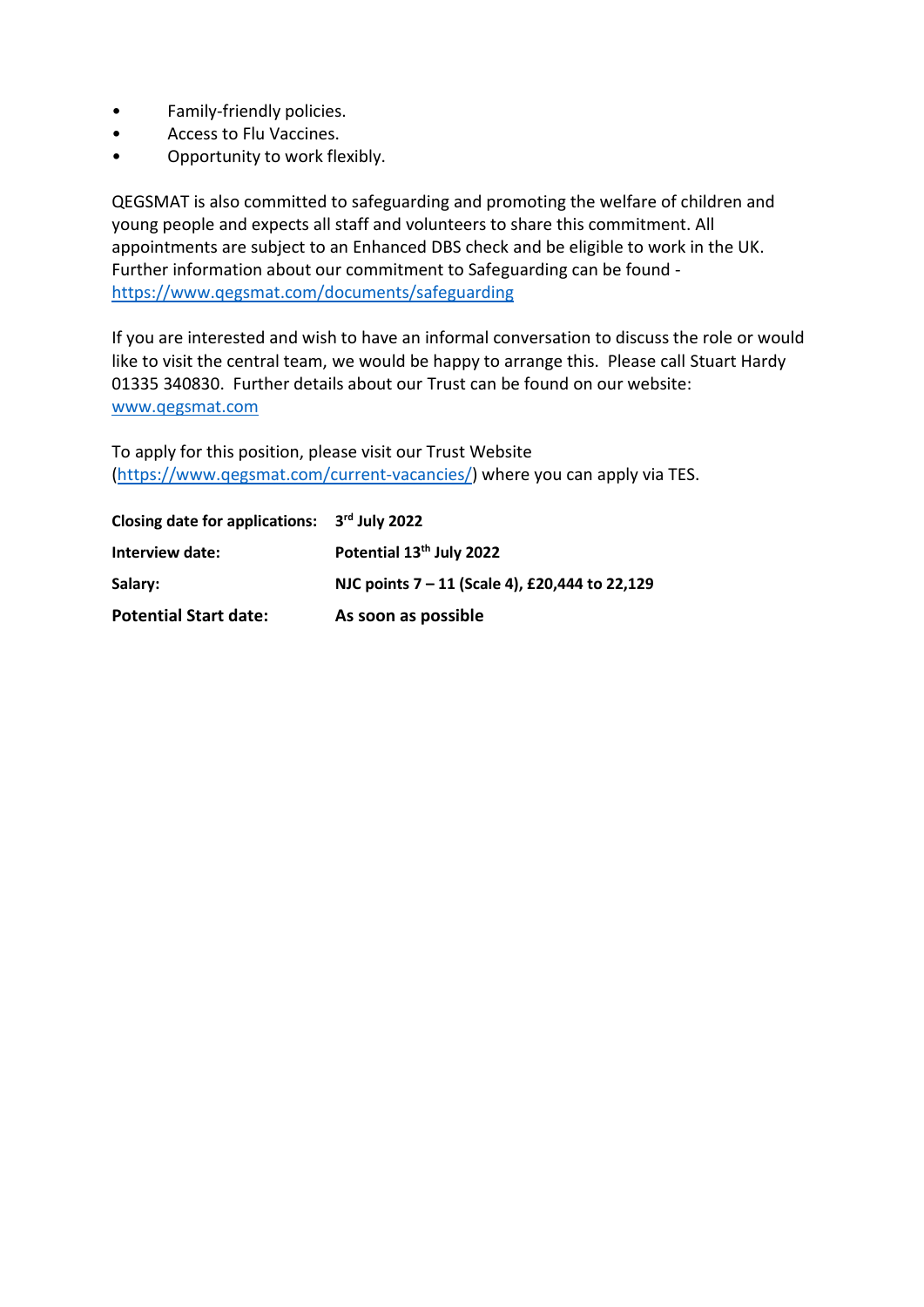- Family-friendly policies.
- Access to Flu Vaccines.
- Opportunity to work flexibly.

QEGSMAT is also committed to safeguarding and promoting the welfare of children and young people and expects all staff and volunteers to share this commitment. All appointments are subject to an Enhanced DBS check and be eligible to work in the UK. Further information about our commitment to Safeguarding can be found - https://www.qegsmat.com/documents/safeguarding

If you are interested and wish to have an informal conversation to discuss the role or would like to visit the central team, we would be happy to arrange this. Please call Stuart Hardy 01335 340830. Further details about our Trust can be found on our website: www.qegsmat.com

To apply for this position, please visit our Trust Website (https://www.qegsmat.com/current-vacancies/) where you can apply via TES.

| | |
|---|---|
| **Closing date for applications:** | **3rd July 2022** |
| **Interview date:** | **Potential 13th July 2022** |
| **Salary:** | **NJC points 7 – 11 (Scale 4), £20,444 to 22,129** |
| **Potential Start date:** | **As soon as possible** |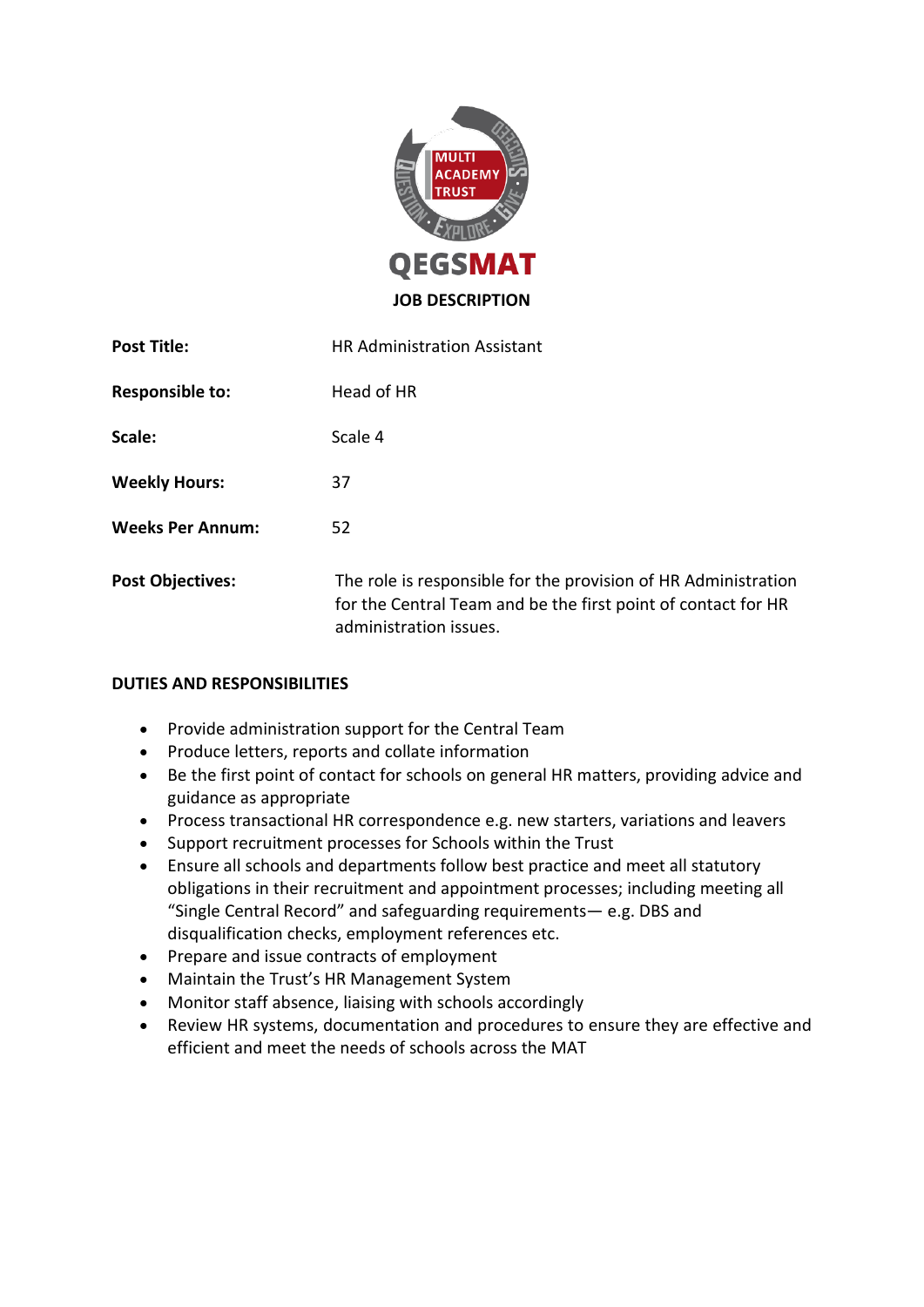QEGSMAT

**JOB DESCRIPTION**

| | |
|---|---|
| **Post Title:** | HR Administration Assistant |
| **Responsible to:** | Head of HR |
| **Scale:** | Scale 4 |
| **Weekly Hours:** | 37 |
| **Weeks Per Annum:** | 52 |
| **Post Objectives:** | The role is responsible for the provision of HR Administration for the Central Team and be the first point of contact for HR administration issues. |

**DUTIES AND RESPONSIBILITIES**

- Provide administration support for the Central Team
- Produce letters, reports and collate information
- Be the first point of contact for schools on general HR matters, providing advice and guidance as appropriate
- Process transactional HR correspondence e.g. new starters, variations and leavers
- Support recruitment processes for Schools within the Trust
- Ensure all schools and departments follow best practice and meet all statutory obligations in their recruitment and appointment processes; including meeting all "Single Central Record" and safeguarding requirements— e.g. DBS and disqualification checks, employment references etc.
- Prepare and issue contracts of employment
- Maintain the Trust's HR Management System
- Monitor staff absence, liaising with schools accordingly
- Review HR systems, documentation and procedures to ensure they are effective and efficient and meet the needs of schools across the MAT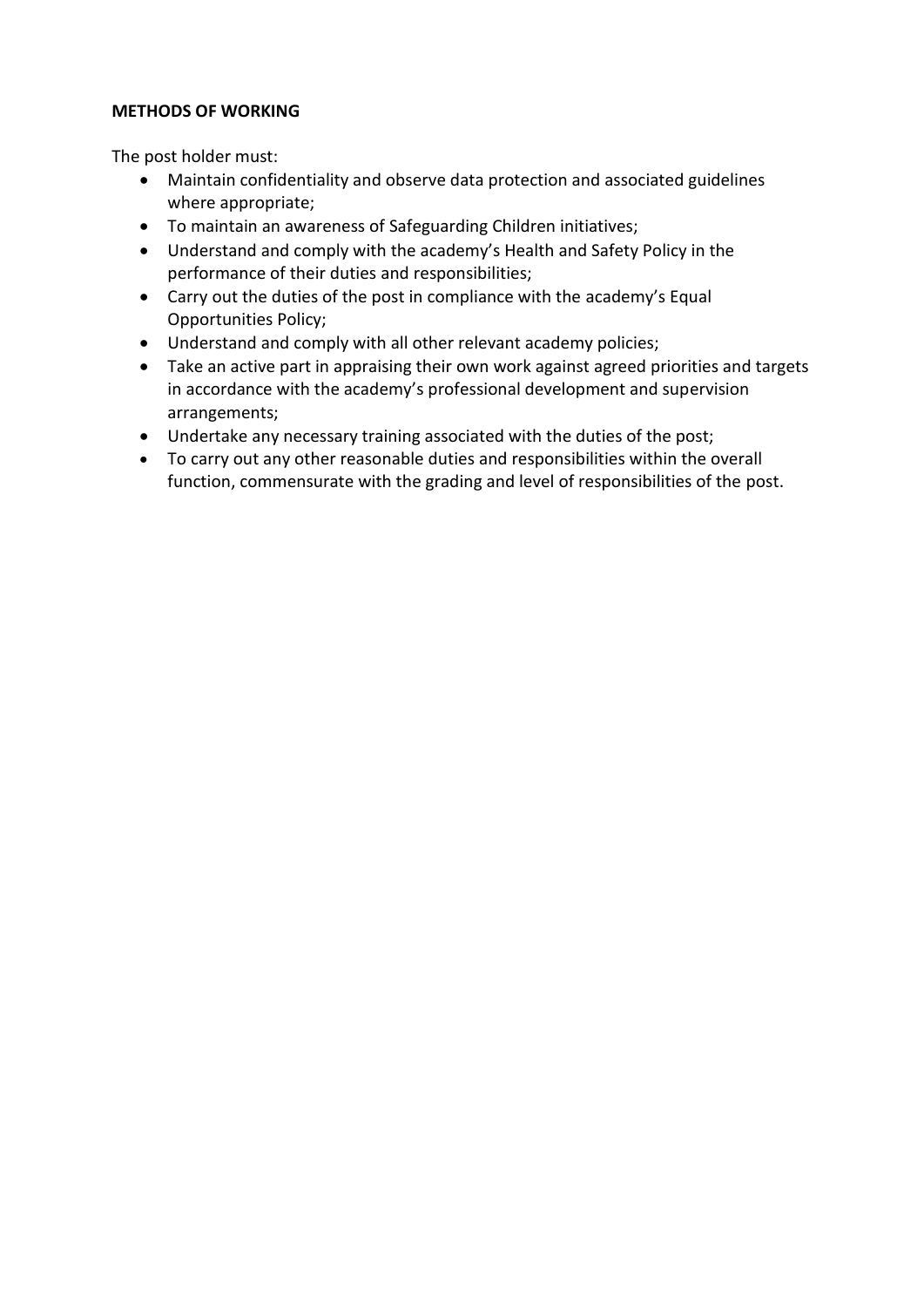**METHODS OF WORKING**

The post holder must:

- Maintain confidentiality and observe data protection and associated guidelines where appropriate;
- To maintain an awareness of Safeguarding Children initiatives;
- Understand and comply with the academy's Health and Safety Policy in the performance of their duties and responsibilities;
- Carry out the duties of the post in compliance with the academy's Equal Opportunities Policy;
- Understand and comply with all other relevant academy policies;
- Take an active part in appraising their own work against agreed priorities and targets in accordance with the academy's professional development and supervision arrangements;
- Undertake any necessary training associated with the duties of the post;
- To carry out any other reasonable duties and responsibilities within the overall function, commensurate with the grading and level of responsibilities of the post.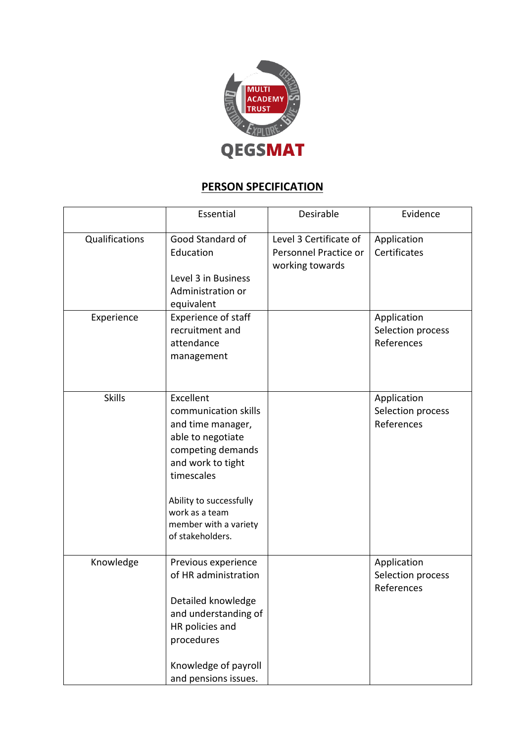QEGSMAT

MULTI ACADEMY TRUST

## PERSON SPECIFICATION

| | Essential | Desirable | Evidence |
|---|---|---|---|
| Qualifications | Good Standard of Education<br><br>Level 3 in Business Administration or equivalent | Level 3 Certificate of Personnel Practice or working towards | Application<br>Certificates |
| Experience | Experience of staff recruitment and attendance management | | Application<br>Selection process<br>References |
| Skills | Excellent communication skills and time manager, able to negotiate competing demands and work to tight timescales<br><br>Ability to successfully work as a team member with a variety of stakeholders. | | Application<br>Selection process<br>References |
| Knowledge | Previous experience of HR administration<br><br>Detailed knowledge and understanding of HR policies and procedures<br><br>Knowledge of payroll and pensions issues. | | Application<br>Selection process<br>References |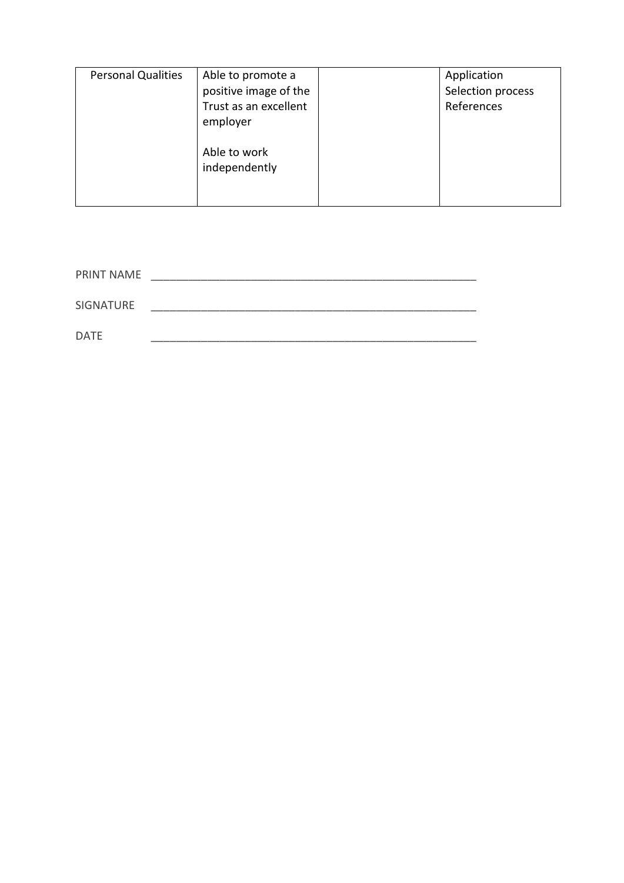| | | | |
|---|---|---|---|
| Personal Qualities | Able to promote a positive image of the Trust as an excellent employer<br><br>Able to work independently | | Application<br>Selection process<br>References |

PRINT NAME ______________________________________________________

SIGNATURE ______________________________________________________

DATE ______________________________________________________